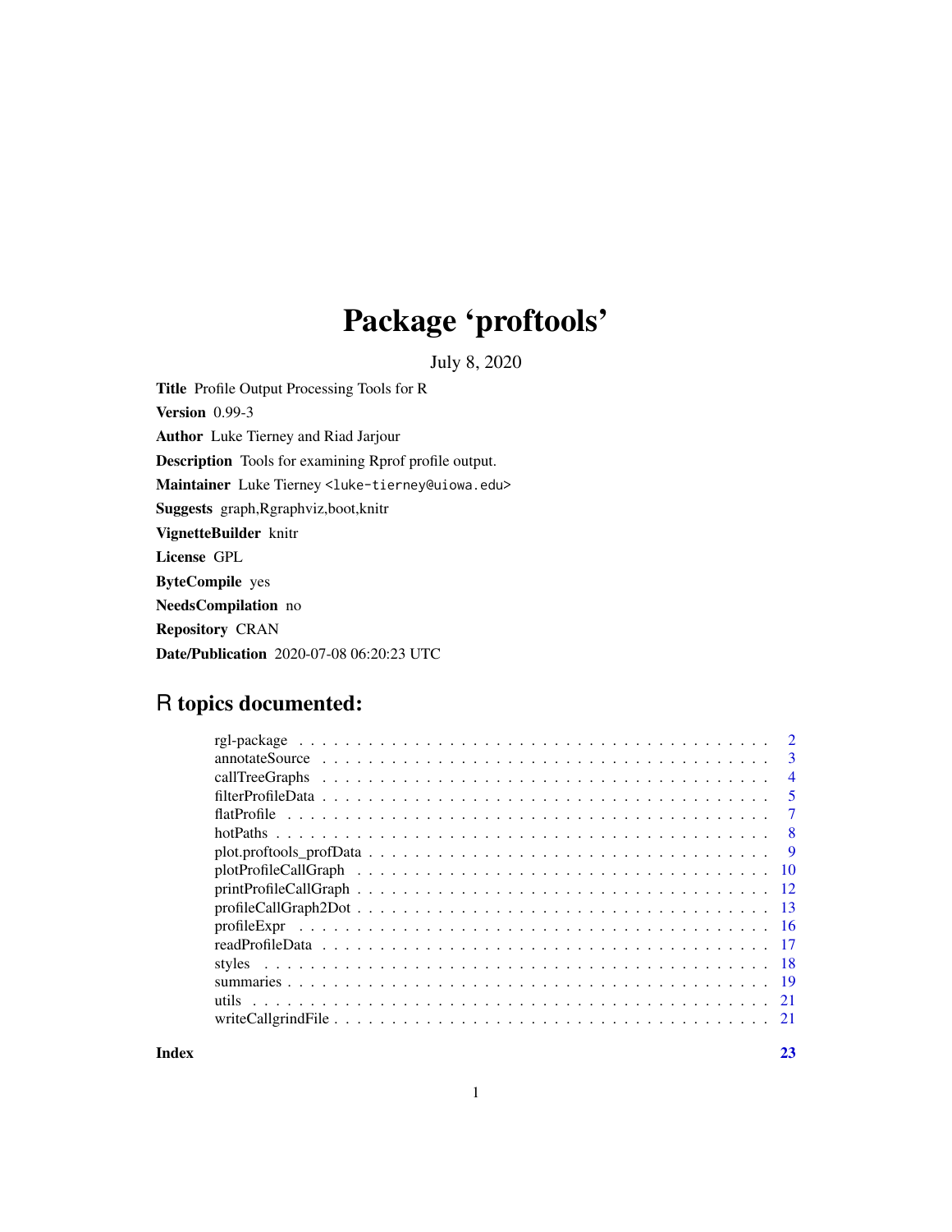# Package 'proftools'

July 8, 2020

**Title** Profile Output Processing Tools for R

**Version** 0.99-3

**Author** Luke Tierney and Riad Jarjour

**Description** Tools for examining Rprof profile output.

**Maintainer** Luke Tierney <luke-tierney@uiowa.edu>

**Suggests** graph,Rgraphviz,boot,knitr

**VignetteBuilder** knitr

**License** GPL

**ByteCompile** yes

**NeedsCompilation** no

**Repository** CRAN

**Date/Publication** 2020-07-08 06:20:23 UTC

## R topics documented:

| | |
|---|---|
| rgl-package | 2 |
| annotateSource | 3 |
| callTreeGraphs | 4 |
| filterProfileData | 5 |
| flatProfile | 7 |
| hotPaths | 8 |
| plot.proftools_profData | 9 |
| plotProfileCallGraph | 10 |
| printProfileCallGraph | 12 |
| profileCallGraph2Dot | 13 |
| profileExpr | 16 |
| readProfileData | 17 |
| styles | 18 |
| summaries | 19 |
| utils | 21 |
| writeCallgrindFile | 21 |
| **Index** | **23** |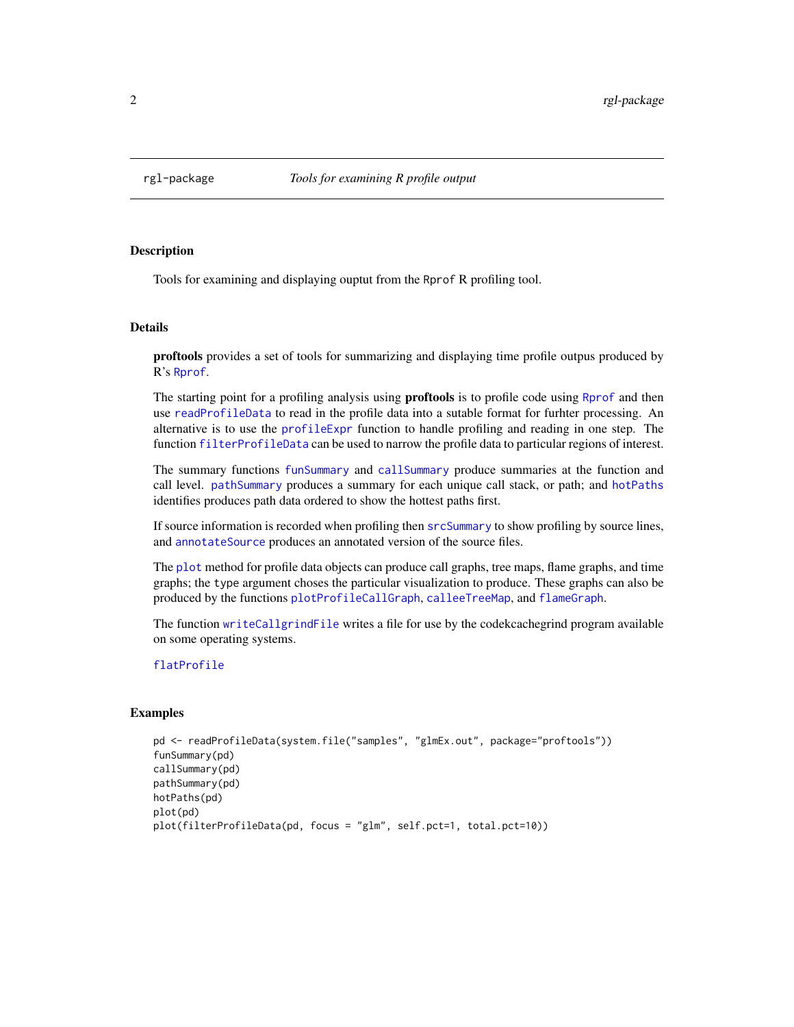rgl-package *Tools for examining R profile output*

## Description

Tools for examining and displaying ouptut from the Rprof R profiling tool.

## Details

**proftools** provides a set of tools for summarizing and displaying time profile outpus produced by R's Rprof.

The starting point for a profiling analysis using **proftools** is to profile code using Rprof and then use readProfileData to read in the profile data into a sutable format for furhter processing. An alternative is to use the profileExpr function to handle profiling and reading in one step. The function filterProfileData can be used to narrow the profile data to particular regions of interest.

The summary functions funSummary and callSummary produce summaries at the function and call level. pathSummary produces a summary for each unique call stack, or path; and hotPaths identifies produces path data ordered to show the hottest paths first.

If source information is recorded when profiling then srcSummary to show profiling by source lines, and annotateSource produces an annotated version of the source files.

The plot method for profile data objects can produce call graphs, tree maps, flame graphs, and time graphs; the type argument choses the particular visualization to produce. These graphs can also be produced by the functions plotProfileCallGraph, calleeTreeMap, and flameGraph.

The function writeCallgrindFile writes a file for use by the codekcachegrind program available on some operating systems.

flatProfile

## Examples

```
pd <- readProfileData(system.file("samples", "glmEx.out", package="proftools"))
funSummary(pd)
callSummary(pd)
pathSummary(pd)
hotPaths(pd)
plot(pd)
plot(filterProfileData(pd, focus = "glm", self.pct=1, total.pct=10))
```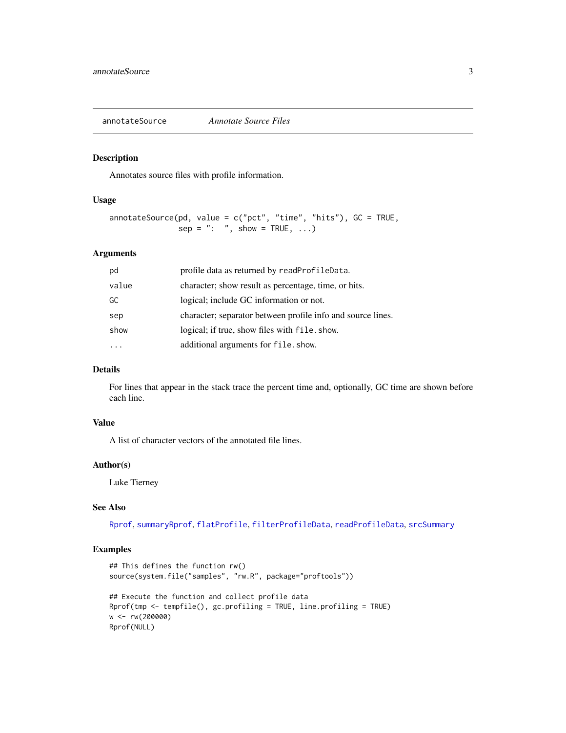`annotateSource` *Annotate Source Files*

## Description

Annotates source files with profile information.

## Usage

```
annotateSource(pd, value = c("pct", "time", "hits"), GC = TRUE,
               sep = ":  ", show = TRUE, ...)
```

## Arguments

| | |
|---|---|
| `pd` | profile data as returned by `readProfileData`. |
| `value` | character; show result as percentage, time, or hits. |
| `GC` | logical; include GC information or not. |
| `sep` | character; separator between profile info and source lines. |
| `show` | logical; if true, show files with `file.show`. |
| `...` | additional arguments for `file.show`. |

## Details

For lines that appear in the stack trace the percent time and, optionally, GC time are shown before each line.

## Value

A list of character vectors of the annotated file lines.

## Author(s)

Luke Tierney

## See Also

`Rprof`, `summaryRprof`, `flatProfile`, `filterProfileData`, `readProfileData`, `srcSummary`

## Examples

```
## This defines the function rw()
source(system.file("samples", "rw.R", package="proftools"))

## Execute the function and collect profile data
Rprof(tmp <- tempfile(), gc.profiling = TRUE, line.profiling = TRUE)
w <- rw(200000)
Rprof(NULL)
```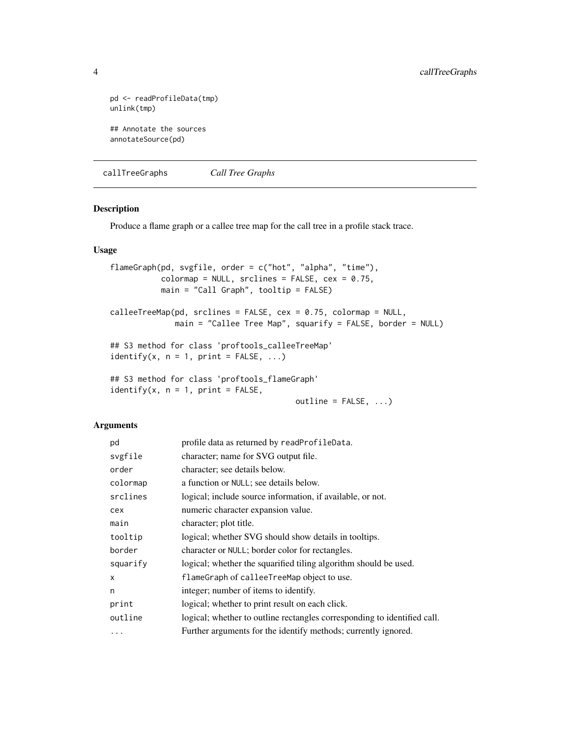```
pd <- readProfileData(tmp)
unlink(tmp)

## Annotate the sources
annotateSource(pd)
```

## callTreeGraphs — *Call Tree Graphs*

### Description

Produce a flame graph or a callee tree map for the call tree in a profile stack trace.

### Usage

```
flameGraph(pd, svgfile, order = c("hot", "alpha", "time"),
           colormap = NULL, srclines = FALSE, cex = 0.75,
           main = "Call Graph", tooltip = FALSE)

calleeTreeMap(pd, srclines = FALSE, cex = 0.75, colormap = NULL,
              main = "Callee Tree Map", squarify = FALSE, border = NULL)

## S3 method for class 'proftools_calleeTreeMap'
identify(x, n = 1, print = FALSE, ...)

## S3 method for class 'proftools_flameGraph'
identify(x, n = 1, print = FALSE,
                                        outline = FALSE, ...)
```

### Arguments

| | |
|---|---|
| `pd` | profile data as returned by `readProfileData`. |
| `svgfile` | character; name for SVG output file. |
| `order` | character; see details below. |
| `colormap` | a function or `NULL`; see details below. |
| `srclines` | logical; include source information, if available, or not. |
| `cex` | numeric character expansion value. |
| `main` | character; plot title. |
| `tooltip` | logical; whether SVG should show details in tooltips. |
| `border` | character or `NULL`; border color for rectangles. |
| `squarify` | logical; whether the squarified tiling algorithm should be used. |
| `x` | `flameGraph` of `calleeTreeMap` object to use. |
| `n` | integer; number of items to identify. |
| `print` | logical; whether to print result on each click. |
| `outline` | logical; whether to outline rectangles corresponding to identified call. |
| `...` | Further arguments for the identify methods; currently ignored. |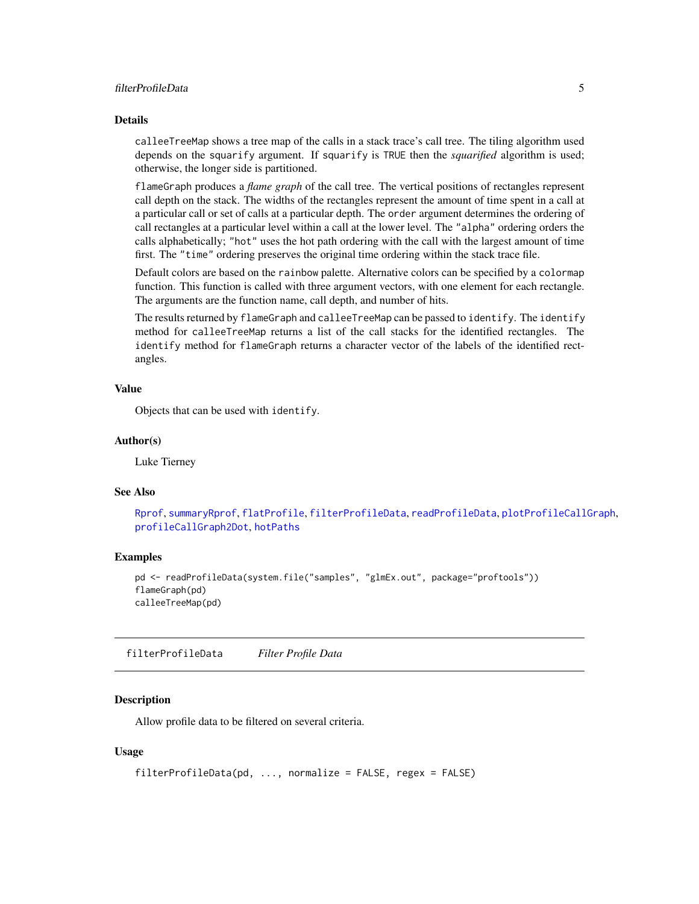## Details

`calleeTreeMap` shows a tree map of the calls in a stack trace's call tree. The tiling algorithm used depends on the `squarify` argument. If `squarify` is `TRUE` then the *squarified* algorithm is used; otherwise, the longer side is partitioned.

`flameGraph` produces a *flame graph* of the call tree. The vertical positions of rectangles represent call depth on the stack. The widths of the rectangles represent the amount of time spent in a call at a particular call or set of calls at a particular depth. The `order` argument determines the ordering of call rectangles at a particular level within a call at the lower level. The `"alpha"` ordering orders the calls alphabetically; `"hot"` uses the hot path ordering with the call with the largest amount of time first. The `"time"` ordering preserves the original time ordering within the stack trace file.

Default colors are based on the `rainbow` palette. Alternative colors can be specified by a `colormap` function. This function is called with three argument vectors, with one element for each rectangle. The arguments are the function name, call depth, and number of hits.

The results returned by `flameGraph` and `calleeTreeMap` can be passed to `identify`. The `identify` method for `calleeTreeMap` returns a list of the call stacks for the identified rectangles. The `identify` method for `flameGraph` returns a character vector of the labels of the identified rectangles.

## Value

Objects that can be used with `identify`.

## Author(s)

Luke Tierney

## See Also

`Rprof`, `summaryRprof`, `flatProfile`, `filterProfileData`, `readProfileData`, `plotProfileCallGraph`, `profileCallGraph2Dot`, `hotPaths`

## Examples

```
pd <- readProfileData(system.file("samples", "glmEx.out", package="proftools"))
flameGraph(pd)
calleeTreeMap(pd)
```

---

# filterProfileData — *Filter Profile Data*

## Description

Allow profile data to be filtered on several criteria.

## Usage

```
filterProfileData(pd, ..., normalize = FALSE, regex = FALSE)
```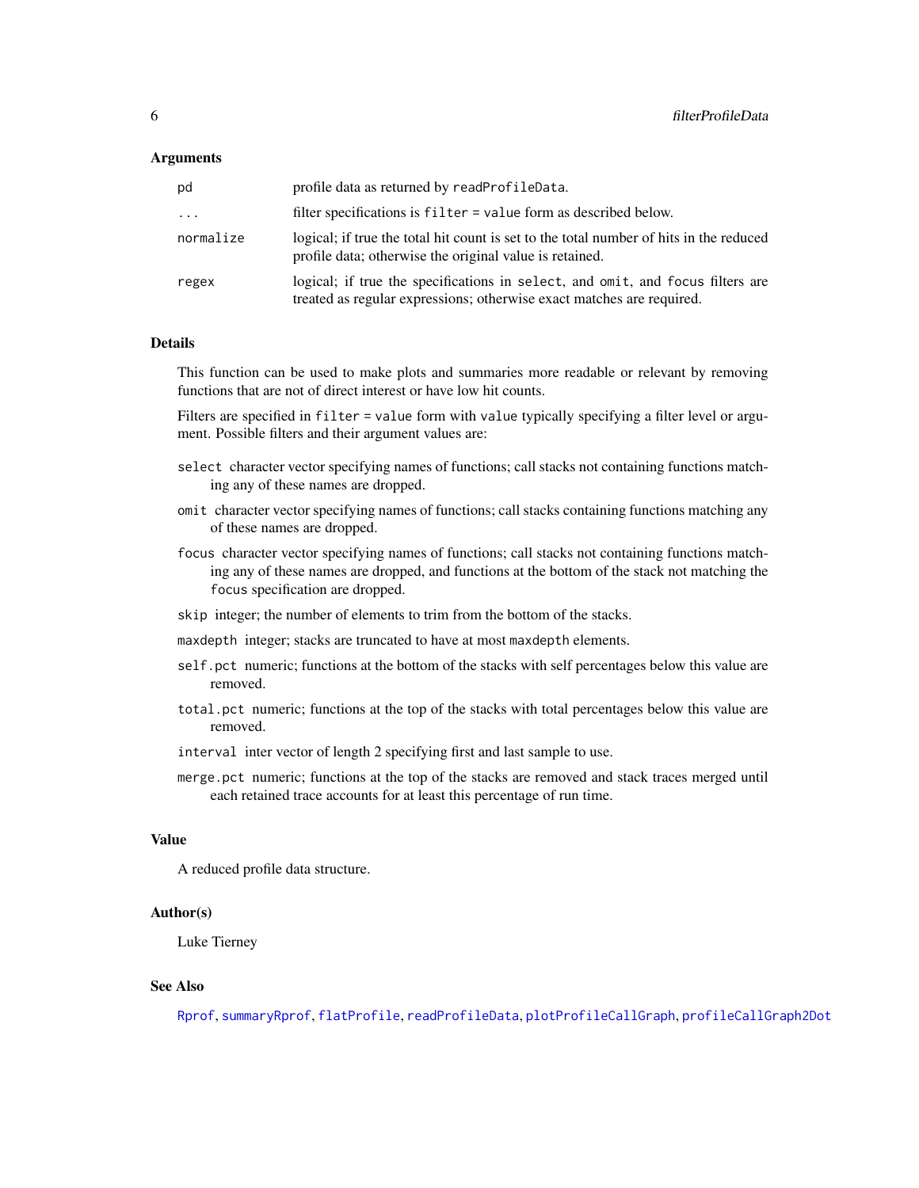### Arguments

| | |
|---|---|
| `pd` | profile data as returned by `readProfileData`. |
| `...` | filter specifications is `filter = value` form as described below. |
| `normalize` | logical; if true the total hit count is set to the total number of hits in the reduced profile data; otherwise the original value is retained. |
| `regex` | logical; if true the specifications in `select`, and `omit`, and `focus` filters are treated as regular expressions; otherwise exact matches are required. |

### Details

This function can be used to make plots and summaries more readable or relevant by removing functions that are not of direct interest or have low hit counts.

Filters are specified in `filter = value` form with `value` typically specifying a filter level or argument. Possible filters and their argument values are:

- `select` character vector specifying names of functions; call stacks not containing functions matching any of these names are dropped.
- `omit` character vector specifying names of functions; call stacks containing functions matching any of these names are dropped.
- `focus` character vector specifying names of functions; call stacks not containing functions matching any of these names are dropped, and functions at the bottom of the stack not matching the `focus` specification are dropped.
- `skip` integer; the number of elements to trim from the bottom of the stacks.
- `maxdepth` integer; stacks are truncated to have at most `maxdepth` elements.
- `self.pct` numeric; functions at the bottom of the stacks with self percentages below this value are removed.
- `total.pct` numeric; functions at the top of the stacks with total percentages below this value are removed.
- `interval` inter vector of length 2 specifying first and last sample to use.
- `merge.pct` numeric; functions at the top of the stacks are removed and stack traces merged until each retained trace accounts for at least this percentage of run time.

### Value

A reduced profile data structure.

### Author(s)

Luke Tierney

### See Also

`Rprof`, `summaryRprof`, `flatProfile`, `readProfileData`, `plotProfileCallGraph`, `profileCallGraph2Dot`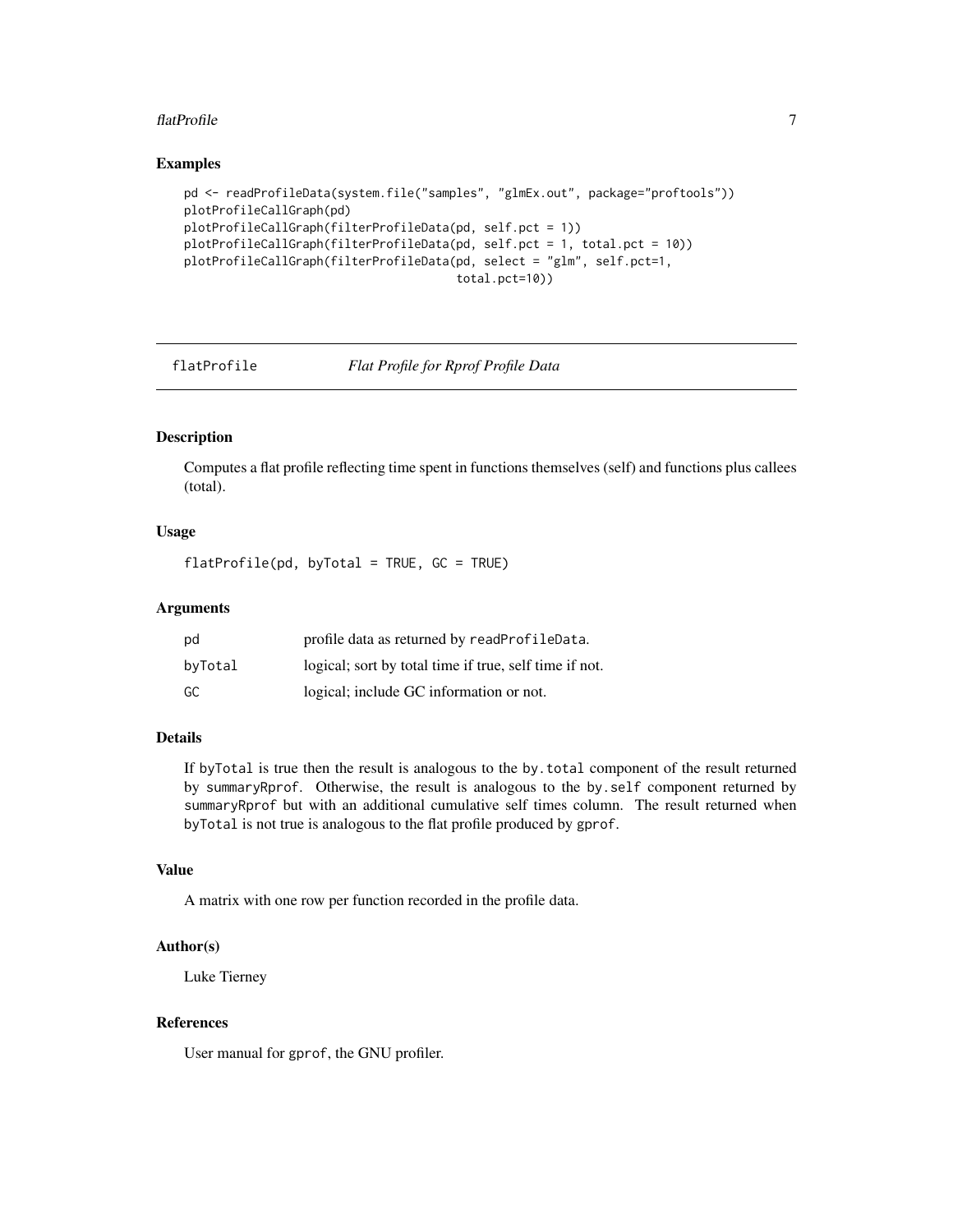## Examples

```
pd <- readProfileData(system.file("samples", "glmEx.out", package="proftools"))
plotProfileCallGraph(pd)
plotProfileCallGraph(filterProfileData(pd, self.pct = 1))
plotProfileCallGraph(filterProfileData(pd, self.pct = 1, total.pct = 10))
plotProfileCallGraph(filterProfileData(pd, select = "glm", self.pct=1,
                                       total.pct=10))
```

---

# flatProfile    *Flat Profile for Rprof Profile Data*

---

## Description

Computes a flat profile reflecting time spent in functions themselves (self) and functions plus callees (total).

## Usage

```
flatProfile(pd, byTotal = TRUE, GC = TRUE)
```

## Arguments

| | |
|---|---|
| pd | profile data as returned by readProfileData. |
| byTotal | logical; sort by total time if true, self time if not. |
| GC | logical; include GC information or not. |

## Details

If byTotal is true then the result is analogous to the by.total component of the result returned by summaryRprof. Otherwise, the result is analogous to the by.self component returned by summaryRprof but with an additional cumulative self times column. The result returned when byTotal is not true is analogous to the flat profile produced by gprof.

## Value

A matrix with one row per function recorded in the profile data.

## Author(s)

Luke Tierney

## References

User manual for gprof, the GNU profiler.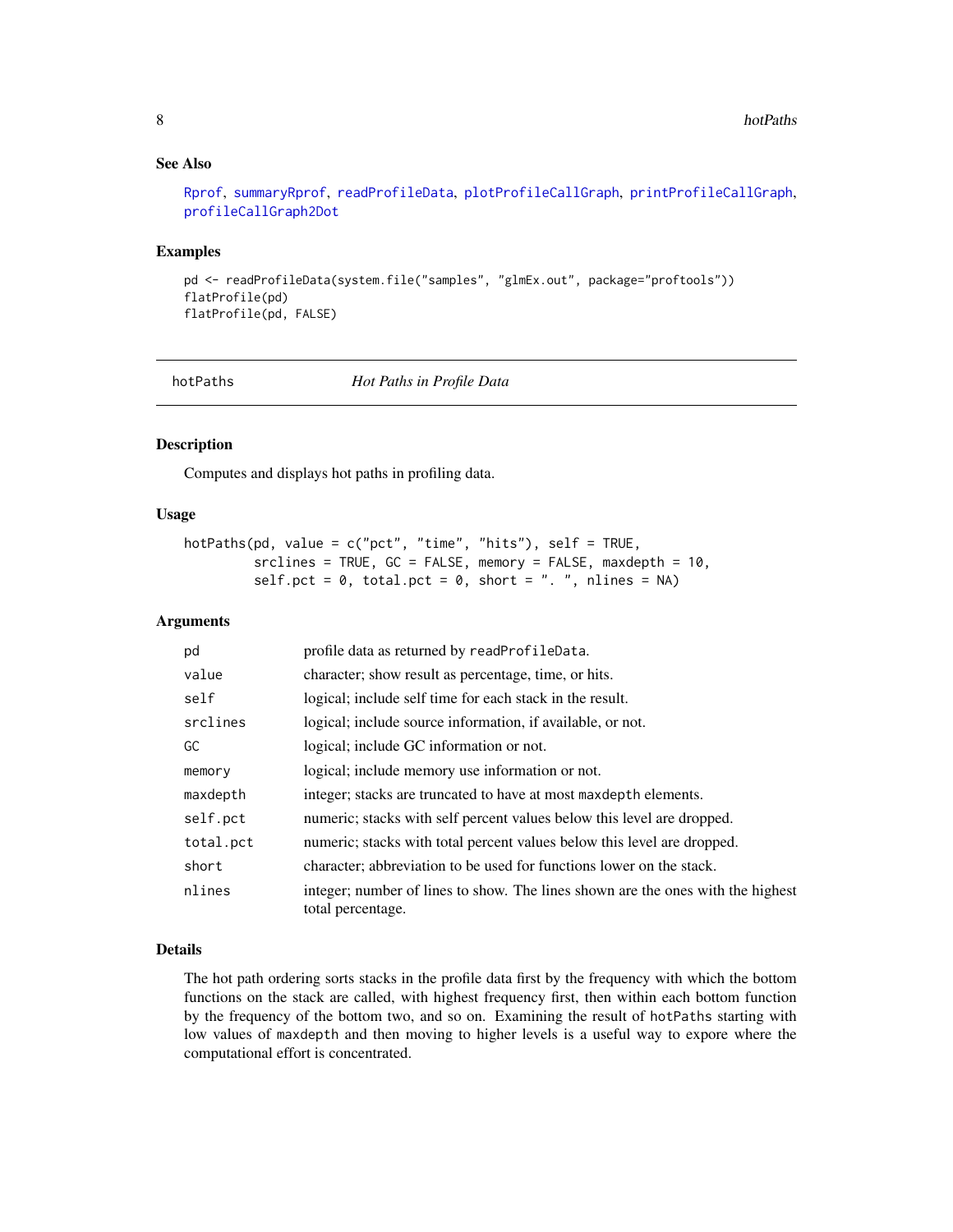## See Also

Rprof, summaryRprof, readProfileData, plotProfileCallGraph, printProfileCallGraph, profileCallGraph2Dot

## Examples

```
pd <- readProfileData(system.file("samples", "glmEx.out", package="proftools"))
flatProfile(pd)
flatProfile(pd, FALSE)
```

---

# hotPaths — *Hot Paths in Profile Data*

## Description

Computes and displays hot paths in profiling data.

## Usage

```
hotPaths(pd, value = c("pct", "time", "hits"), self = TRUE,
         srclines = TRUE, GC = FALSE, memory = FALSE, maxdepth = 10,
         self.pct = 0, total.pct = 0, short = ". ", nlines = NA)
```

## Arguments

| Argument | Description |
|---|---|
| `pd` | profile data as returned by `readProfileData`. |
| `value` | character; show result as percentage, time, or hits. |
| `self` | logical; include self time for each stack in the result. |
| `srclines` | logical; include source information, if available, or not. |
| `GC` | logical; include GC information or not. |
| `memory` | logical; include memory use information or not. |
| `maxdepth` | integer; stacks are truncated to have at most `maxdepth` elements. |
| `self.pct` | numeric; stacks with self percent values below this level are dropped. |
| `total.pct` | numeric; stacks with total percent values below this level are dropped. |
| `short` | character; abbreviation to be used for functions lower on the stack. |
| `nlines` | integer; number of lines to show. The lines shown are the ones with the highest total percentage. |

## Details

The hot path ordering sorts stacks in the profile data first by the frequency with which the bottom functions on the stack are called, with highest frequency first, then within each bottom function by the frequency of the bottom two, and so on. Examining the result of `hotPaths` starting with low values of `maxdepth` and then moving to higher levels is a useful way to expore where the computational effort is concentrated.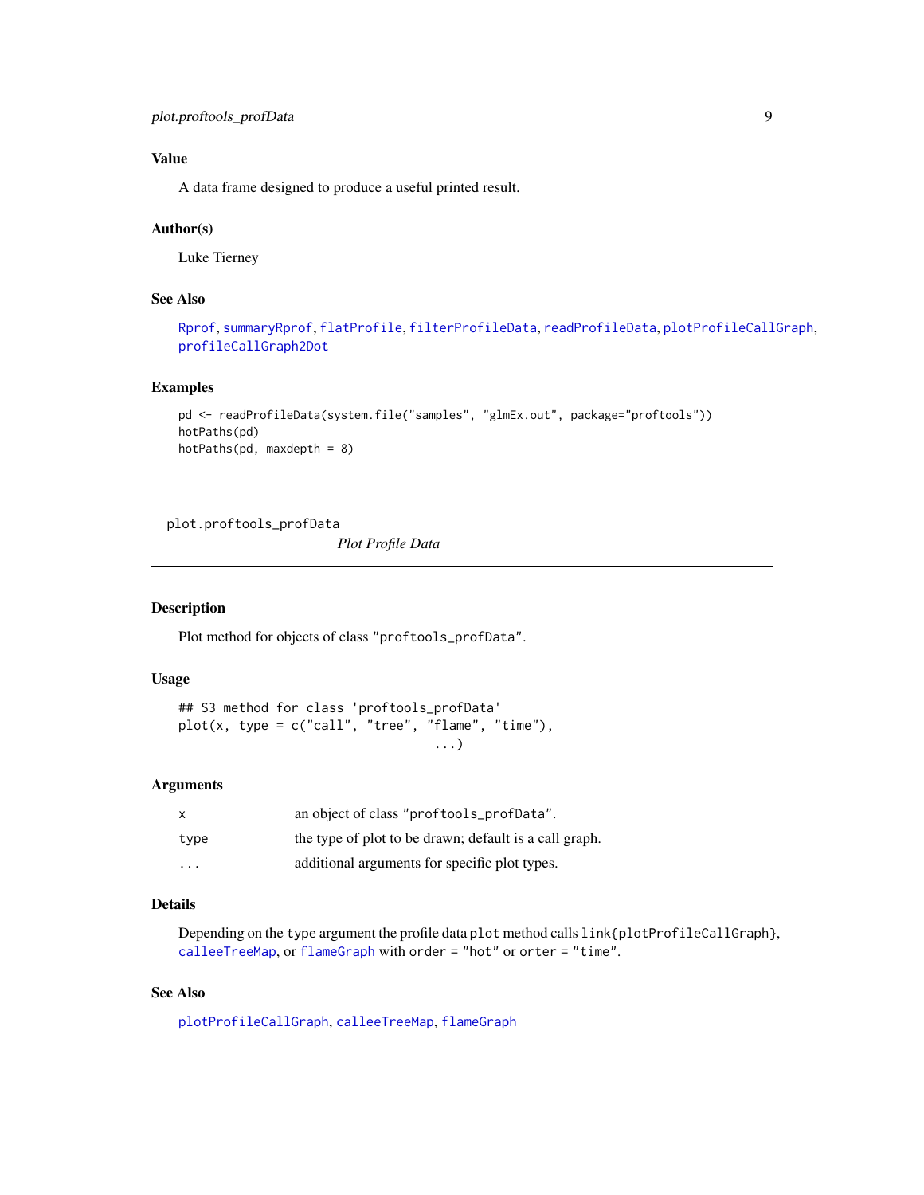### Value

A data frame designed to produce a useful printed result.

### Author(s)

Luke Tierney

### See Also

Rprof, summaryRprof, flatProfile, filterProfileData, readProfileData, plotProfileCallGraph, profileCallGraph2Dot

### Examples

```
pd <- readProfileData(system.file("samples", "glmEx.out", package="proftools"))
hotPaths(pd)
hotPaths(pd, maxdepth = 8)
```

---

## plot.proftools_profData — *Plot Profile Data*

---

### Description

Plot method for objects of class "proftools_profData".

### Usage

```
## S3 method for class 'proftools_profData'
plot(x, type = c("call", "tree", "flame", "time"),
                                ...)
```

### Arguments

| | |
|---|---|
| x | an object of class "proftools_profData". |
| type | the type of plot to be drawn; default is a call graph. |
| ... | additional arguments for specific plot types. |

### Details

Depending on the type argument the profile data plot method calls link{plotProfileCallGraph}, calleeTreeMap, or flameGraph with order = "hot" or orter = "time".

### See Also

plotProfileCallGraph, calleeTreeMap, flameGraph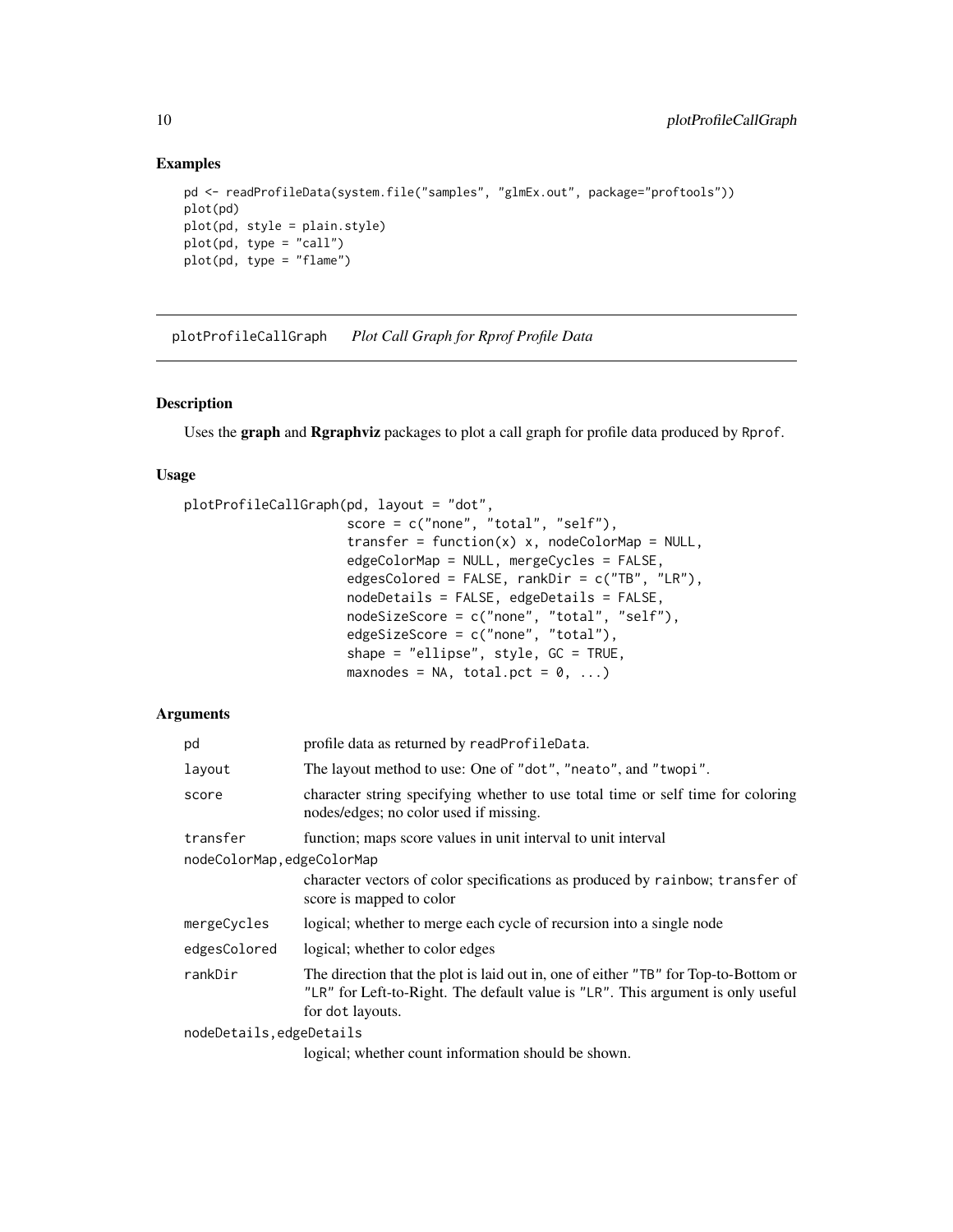## Examples

```
pd <- readProfileData(system.file("samples", "glmEx.out", package="proftools"))
plot(pd)
plot(pd, style = plain.style)
plot(pd, type = "call")
plot(pd, type = "flame")
```

---

# plotProfileCallGraph *Plot Call Graph for Rprof Profile Data*

---

## Description

Uses the **graph** and **Rgraphviz** packages to plot a call graph for profile data produced by Rprof.

## Usage

```
plotProfileCallGraph(pd, layout = "dot",
                     score = c("none", "total", "self"),
                     transfer = function(x) x, nodeColorMap = NULL,
                     edgeColorMap = NULL, mergeCycles = FALSE,
                     edgesColored = FALSE, rankDir = c("TB", "LR"),
                     nodeDetails = FALSE, edgeDetails = FALSE,
                     nodeSizeScore = c("none", "total", "self"),
                     edgeSizeScore = c("none", "total"),
                     shape = "ellipse", style, GC = TRUE,
                     maxnodes = NA, total.pct = 0, ...)
```

## Arguments

| | |
|---|---|
| `pd` | profile data as returned by `readProfileData`. |
| `layout` | The layout method to use: One of `"dot"`, `"neato"`, and `"twopi"`. |
| `score` | character string specifying whether to use total time or self time for coloring nodes/edges; no color used if missing. |
| `transfer` | function; maps score values in unit interval to unit interval |
| `nodeColorMap,edgeColorMap` | character vectors of color specifications as produced by `rainbow`; `transfer` of score is mapped to color |
| `mergeCycles` | logical; whether to merge each cycle of recursion into a single node |
| `edgesColored` | logical; whether to color edges |
| `rankDir` | The direction that the plot is laid out in, one of either `"TB"` for Top-to-Bottom or `"LR"` for Left-to-Right. The default value is `"LR"`. This argument is only useful for `dot` layouts. |
| `nodeDetails,edgeDetails` | logical; whether count information should be shown. |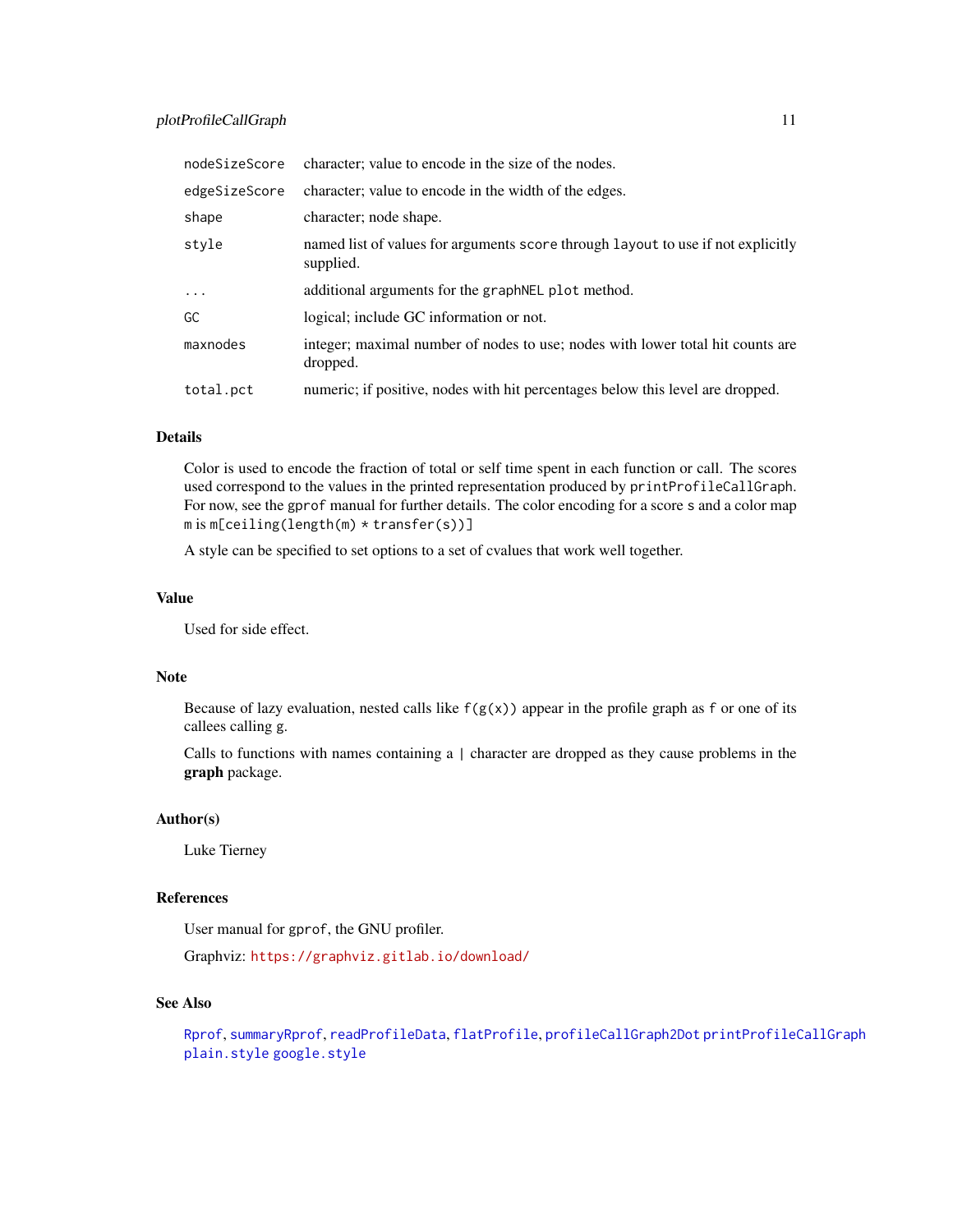| | |
|---|---|
| `nodeSizeScore` | character; value to encode in the size of the nodes. |
| `edgeSizeScore` | character; value to encode in the width of the edges. |
| `shape` | character; node shape. |
| `style` | named list of values for arguments `score` through `layout` to use if not explicitly supplied. |
| `...` | additional arguments for the `graphNEL` `plot` method. |
| `GC` | logical; include GC information or not. |
| `maxnodes` | integer; maximal number of nodes to use; nodes with lower total hit counts are dropped. |
| `total.pct` | numeric; if positive, nodes with hit percentages below this level are dropped. |

## Details

Color is used to encode the fraction of total or self time spent in each function or call. The scores used correspond to the values in the printed representation produced by `printProfileCallGraph`. For now, see the `gprof` manual for further details. The color encoding for a score `s` and a color map `m` is `m[ceiling(length(m) * transfer(s))]`

A style can be specified to set options to a set of cvalues that work well together.

## Value

Used for side effect.

## Note

Because of lazy evaluation, nested calls like `f(g(x))` appear in the profile graph as `f` or one of its callees calling `g`.

Calls to functions with names containing a `|` character are dropped as they cause problems in the **graph** package.

## Author(s)

Luke Tierney

## References

User manual for `gprof`, the GNU profiler.

Graphviz: https://graphviz.gitlab.io/download/

## See Also

`Rprof`, `summaryRprof`, `readProfileData`, `flatProfile`, `profileCallGraph2Dot` `printProfileCallGraph` `plain.style` `google.style`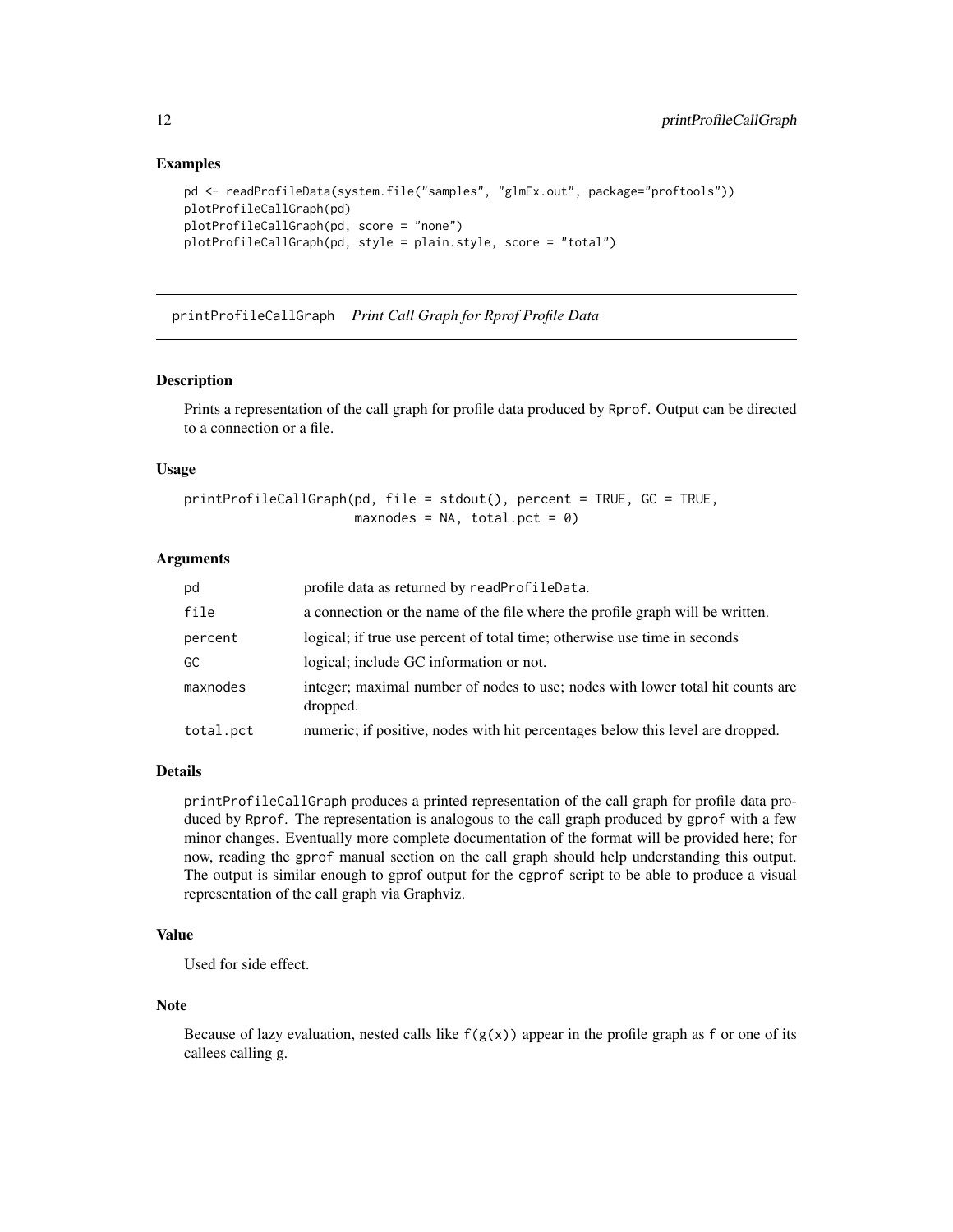### Examples

```
pd <- readProfileData(system.file("samples", "glmEx.out", package="proftools"))
plotProfileCallGraph(pd)
plotProfileCallGraph(pd, score = "none")
plotProfileCallGraph(pd, style = plain.style, score = "total")
```

---

## printProfileCallGraph *Print Call Graph for Rprof Profile Data*

---

### Description

Prints a representation of the call graph for profile data produced by Rprof. Output can be directed to a connection or a file.

### Usage

```
printProfileCallGraph(pd, file = stdout(), percent = TRUE, GC = TRUE,
                      maxnodes = NA, total.pct = 0)
```

### Arguments

| | |
|---|---|
| pd | profile data as returned by readProfileData. |
| file | a connection or the name of the file where the profile graph will be written. |
| percent | logical; if true use percent of total time; otherwise use time in seconds |
| GC | logical; include GC information or not. |
| maxnodes | integer; maximal number of nodes to use; nodes with lower total hit counts are dropped. |
| total.pct | numeric; if positive, nodes with hit percentages below this level are dropped. |

### Details

printProfileCallGraph produces a printed representation of the call graph for profile data produced by Rprof. The representation is analogous to the call graph produced by gprof with a few minor changes. Eventually more complete documentation of the format will be provided here; for now, reading the gprof manual section on the call graph should help understanding this output. The output is similar enough to gprof output for the cgprof script to be able to produce a visual representation of the call graph via Graphviz.

### Value

Used for side effect.

### Note

Because of lazy evaluation, nested calls like f(g(x)) appear in the profile graph as f or one of its callees calling g.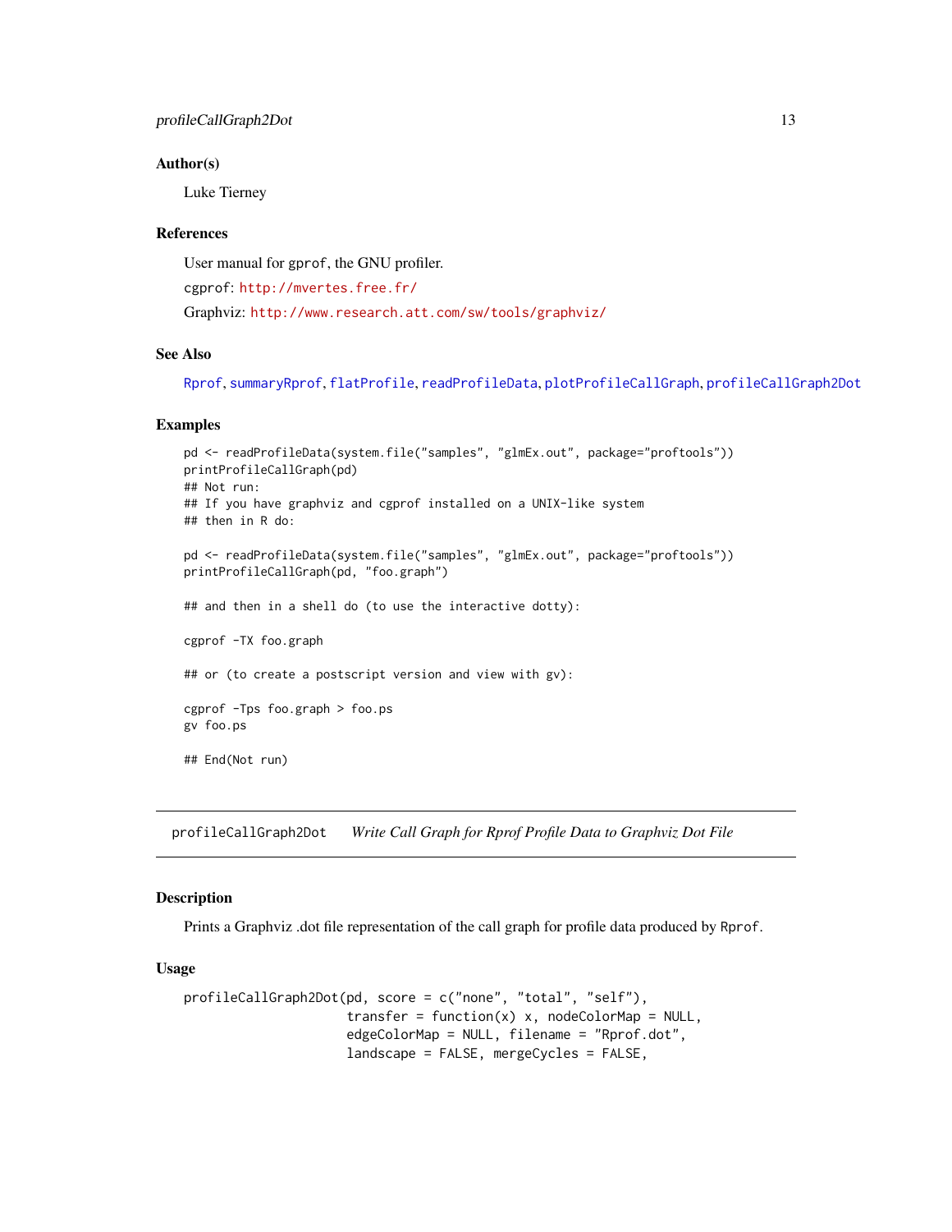### Author(s)

Luke Tierney

### References

User manual for `gprof`, the GNU profiler.

`cgprof`: http://mvertes.free.fr/

Graphviz: http://www.research.att.com/sw/tools/graphviz/

### See Also

`Rprof`, `summaryRprof`, `flatProfile`, `readProfileData`, `plotProfileCallGraph`, `profileCallGraph2Dot`

### Examples

```
pd <- readProfileData(system.file("samples", "glmEx.out", package="proftools"))
printProfileCallGraph(pd)
## Not run:
## If you have graphviz and cgprof installed on a UNIX-like system
## then in R do:

pd <- readProfileData(system.file("samples", "glmEx.out", package="proftools"))
printProfileCallGraph(pd, "foo.graph")

## and then in a shell do (to use the interactive dotty):

cgprof -TX foo.graph

## or (to create a postscript version and view with gv):

cgprof -Tps foo.graph > foo.ps
gv foo.ps

## End(Not run)
```

---

## profileCallGraph2Dot — *Write Call Graph for Rprof Profile Data to Graphviz Dot File*

---

### Description

Prints a Graphviz .dot file representation of the call graph for profile data produced by `Rprof`.

### Usage

```
profileCallGraph2Dot(pd, score = c("none", "total", "self"),
                     transfer = function(x) x, nodeColorMap = NULL,
                     edgeColorMap = NULL, filename = "Rprof.dot",
                     landscape = FALSE, mergeCycles = FALSE,
```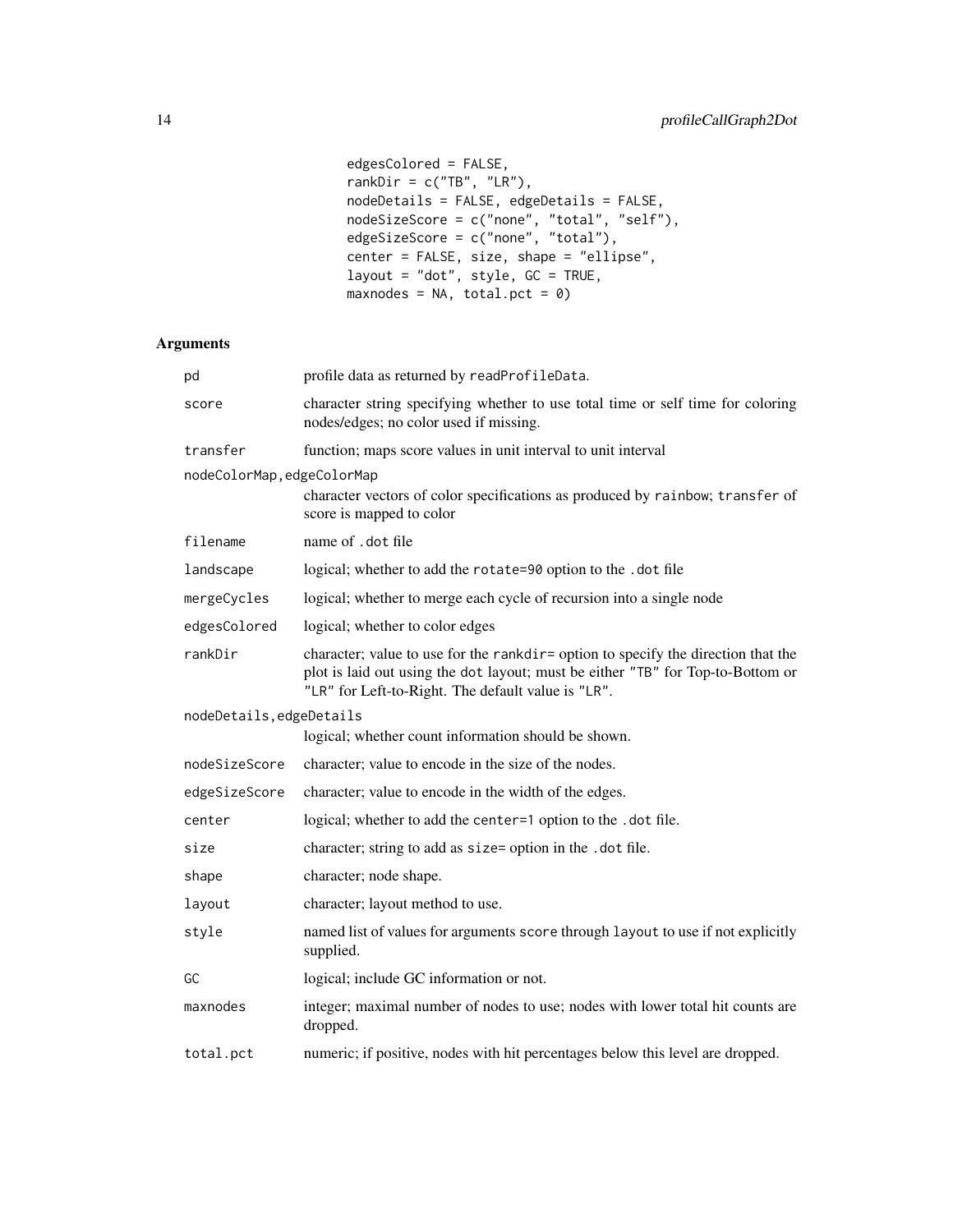```
edgesColored = FALSE,
rankDir = c("TB", "LR"),
nodeDetails = FALSE, edgeDetails = FALSE,
nodeSizeScore = c("none", "total", "self"),
edgeSizeScore = c("none", "total"),
center = FALSE, size, shape = "ellipse",
layout = "dot", style, GC = TRUE,
maxnodes = NA, total.pct = 0)
```

## Arguments

| Argument | Description |
|---|---|
| `pd` | profile data as returned by `readProfileData`. |
| `score` | character string specifying whether to use total time or self time for coloring nodes/edges; no color used if missing. |
| `transfer` | function; maps score values in unit interval to unit interval |
| `nodeColorMap,edgeColorMap` | character vectors of color specifications as produced by `rainbow`; `transfer` of score is mapped to color |
| `filename` | name of `.dot` file |
| `landscape` | logical; whether to add the `rotate=90` option to the `.dot` file |
| `mergeCycles` | logical; whether to merge each cycle of recursion into a single node |
| `edgesColored` | logical; whether to color edges |
| `rankDir` | character; value to use for the `rankdir=` option to specify the direction that the plot is laid out using the `dot` layout; must be either `"TB"` for Top-to-Bottom or `"LR"` for Left-to-Right. The default value is `"LR"`. |
| `nodeDetails,edgeDetails` | logical; whether count information should be shown. |
| `nodeSizeScore` | character; value to encode in the size of the nodes. |
| `edgeSizeScore` | character; value to encode in the width of the edges. |
| `center` | logical; whether to add the `center=1` option to the `.dot` file. |
| `size` | character; string to add as `size=` option in the `.dot` file. |
| `shape` | character; node shape. |
| `layout` | character; layout method to use. |
| `style` | named list of values for arguments `score` through `layout` to use if not explicitly supplied. |
| `GC` | logical; include GC information or not. |
| `maxnodes` | integer; maximal number of nodes to use; nodes with lower total hit counts are dropped. |
| `total.pct` | numeric; if positive, nodes with hit percentages below this level are dropped. |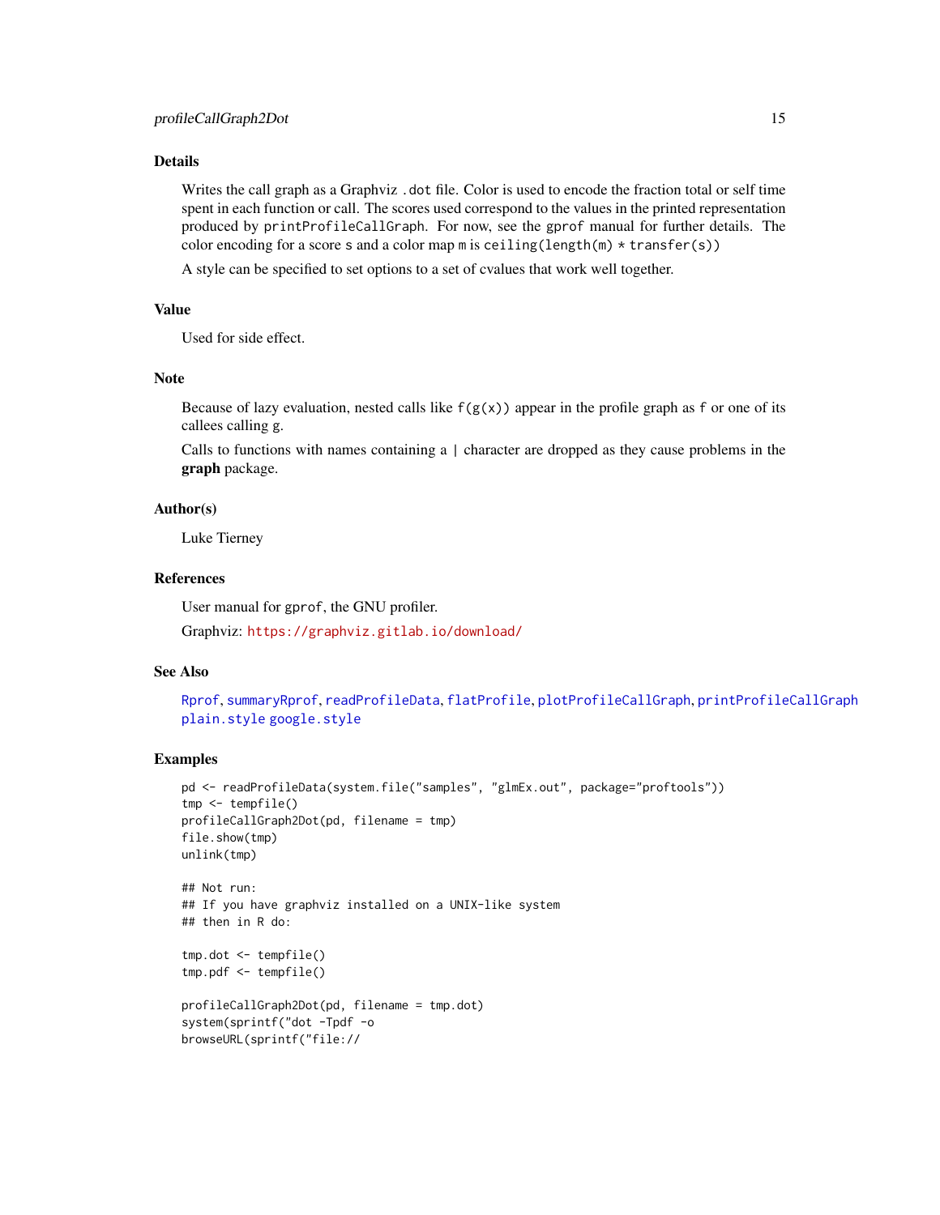## Details

Writes the call graph as a Graphviz `.dot` file. Color is used to encode the fraction total or self time spent in each function or call. The scores used correspond to the values in the printed representation produced by `printProfileCallGraph`. For now, see the `gprof` manual for further details. The color encoding for a score `s` and a color map `m` is `ceiling(length(m) * transfer(s))`

A style can be specified to set options to a set of cvalues that work well together.

## Value

Used for side effect.

## Note

Because of lazy evaluation, nested calls like `f(g(x))` appear in the profile graph as `f` or one of its callees calling `g`.

Calls to functions with names containing a `|` character are dropped as they cause problems in the **graph** package.

## Author(s)

Luke Tierney

## References

User manual for `gprof`, the GNU profiler.

Graphviz: https://graphviz.gitlab.io/download/

## See Also

`Rprof`, `summaryRprof`, `readProfileData`, `flatProfile`, `plotProfileCallGraph`, `printProfileCallGraph` `plain.style` `google.style`

## Examples

```
pd <- readProfileData(system.file("samples", "glmEx.out", package="proftools"))
tmp <- tempfile()
profileCallGraph2Dot(pd, filename = tmp)
file.show(tmp)
unlink(tmp)

## Not run:
## If you have graphviz installed on a UNIX-like system
## then in R do:

tmp.dot <- tempfile()
tmp.pdf <- tempfile()

profileCallGraph2Dot(pd, filename = tmp.dot)
system(sprintf("dot -Tpdf -o
browseURL(sprintf("file://
```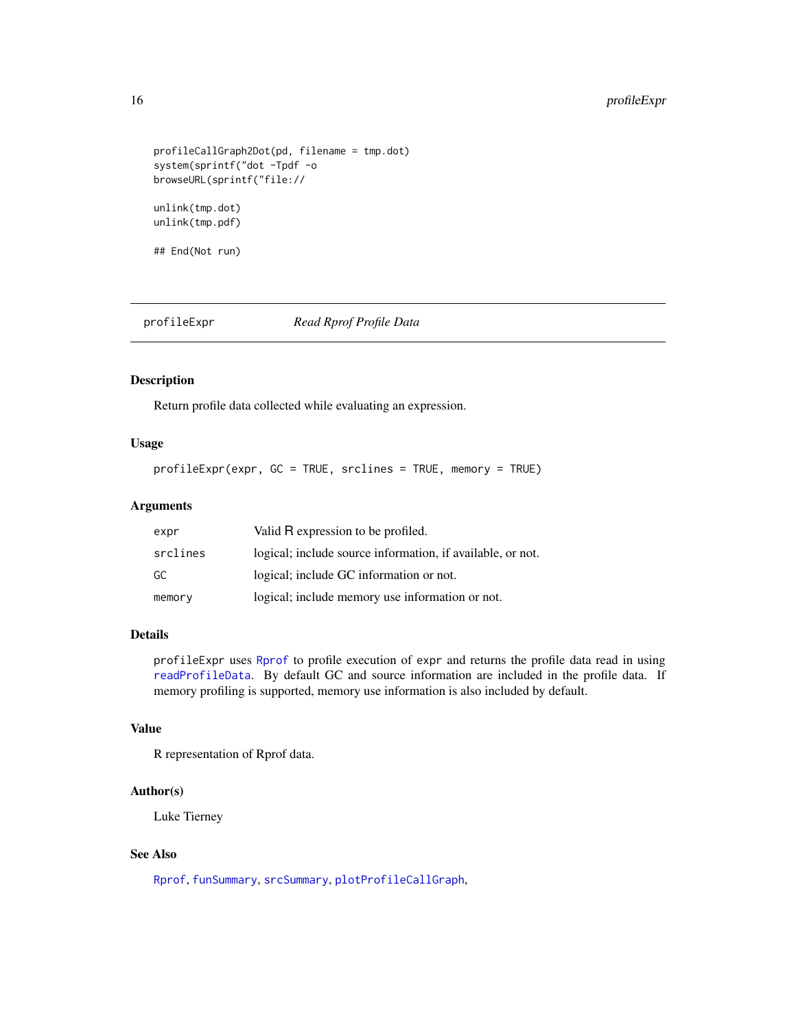```
profileCallGraph2Dot(pd, filename = tmp.dot)
system(sprintf("dot -Tpdf -o
browseURL(sprintf("file://

unlink(tmp.dot)
unlink(tmp.pdf)

## End(Not run)
```

---

## profileExpr — *Read Rprof Profile Data*

### Description

Return profile data collected while evaluating an expression.

### Usage

```
profileExpr(expr, GC = TRUE, srclines = TRUE, memory = TRUE)
```

### Arguments

| | |
|---|---|
| `expr` | Valid R expression to be profiled. |
| `srclines` | logical; include source information, if available, or not. |
| `GC` | logical; include GC information or not. |
| `memory` | logical; include memory use information or not. |

### Details

`profileExpr` uses `Rprof` to profile execution of `expr` and returns the profile data read in using `readProfileData`. By default GC and source information are included in the profile data. If memory profiling is supported, memory use information is also included by default.

### Value

R representation of Rprof data.

### Author(s)

Luke Tierney

### See Also

`Rprof`, `funSummary`, `srcSummary`, `plotProfileCallGraph`,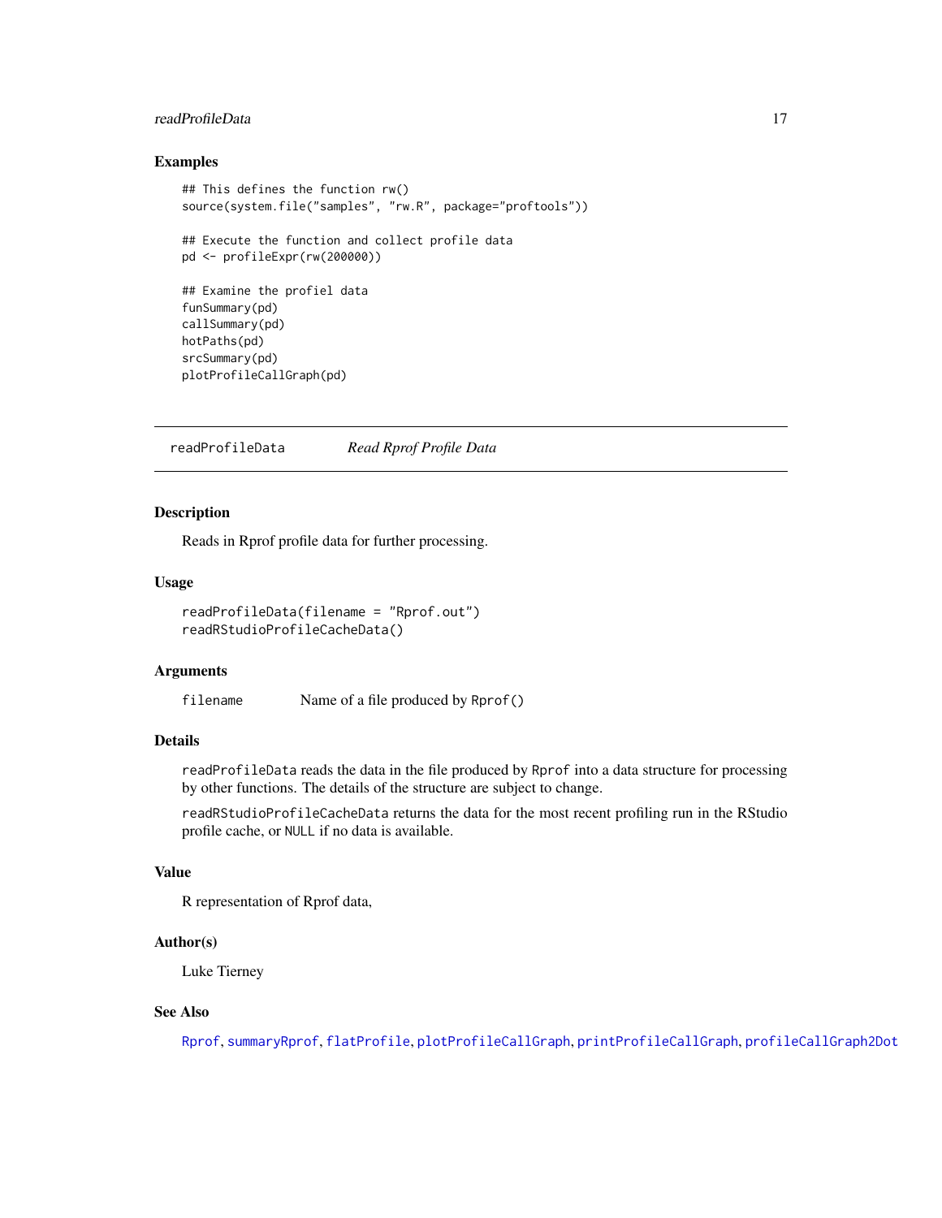## Examples

```
## This defines the function rw()
source(system.file("samples", "rw.R", package="proftools"))

## Execute the function and collect profile data
pd <- profileExpr(rw(200000))

## Examine the profiel data
funSummary(pd)
callSummary(pd)
hotPaths(pd)
srcSummary(pd)
plotProfileCallGraph(pd)
```

---

# readProfileData *Read Rprof Profile Data*

---

## Description

Reads in Rprof profile data for further processing.

## Usage

```
readProfileData(filename = "Rprof.out")
readRStudioProfileCacheData()
```

## Arguments

| | |
|---|---|
| filename | Name of a file produced by `Rprof()` |

## Details

`readProfileData` reads the data in the file produced by `Rprof` into a data structure for processing by other functions. The details of the structure are subject to change.

`readRStudioProfileCacheData` returns the data for the most recent profiling run in the RStudio profile cache, or `NULL` if no data is available.

## Value

R representation of Rprof data,

## Author(s)

Luke Tierney

## See Also

`Rprof`, `summaryRprof`, `flatProfile`, `plotProfileCallGraph`, `printProfileCallGraph`, `profileCallGraph2Dot`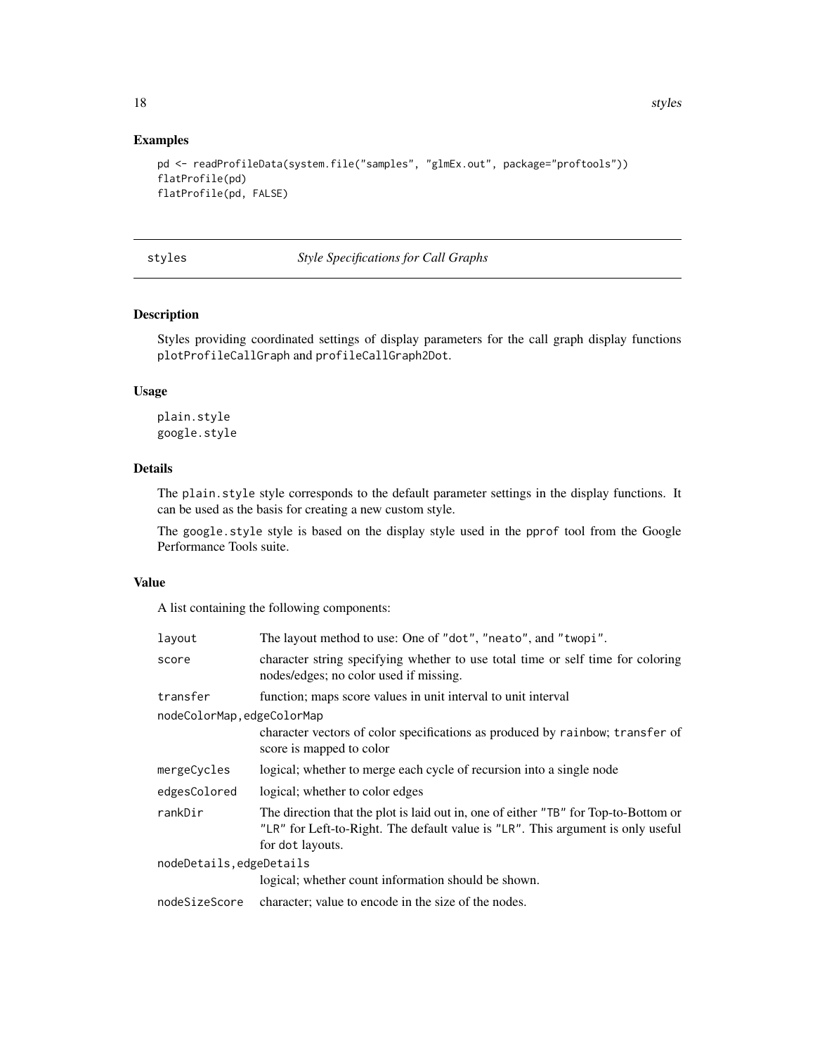## Examples

```
pd <- readProfileData(system.file("samples", "glmEx.out", package="proftools"))
flatProfile(pd)
flatProfile(pd, FALSE)
```

---

# styles — *Style Specifications for Call Graphs*

## Description

Styles providing coordinated settings of display parameters for the call graph display functions `plotProfileCallGraph` and `profileCallGraph2Dot`.

## Usage

```
plain.style
google.style
```

## Details

The `plain.style` style corresponds to the default parameter settings in the display functions. It can be used as the basis for creating a new custom style.

The `google.style` style is based on the display style used in the pprof tool from the Google Performance Tools suite.

## Value

A list containing the following components:

| | |
|---|---|
| `layout` | The layout method to use: One of "dot", "neato", and "twopi". |
| `score` | character string specifying whether to use total time or self time for coloring nodes/edges; no color used if missing. |
| `transfer` | function; maps score values in unit interval to unit interval |
| `nodeColorMap,edgeColorMap` | character vectors of color specifications as produced by `rainbow`; `transfer` of score is mapped to color |
| `mergeCycles` | logical; whether to merge each cycle of recursion into a single node |
| `edgesColored` | logical; whether to color edges |
| `rankDir` | The direction that the plot is laid out in, one of either "TB" for Top-to-Bottom or "LR" for Left-to-Right. The default value is "LR". This argument is only useful for `dot` layouts. |
| `nodeDetails,edgeDetails` | logical; whether count information should be shown. |
| `nodeSizeScore` | character; value to encode in the size of the nodes. |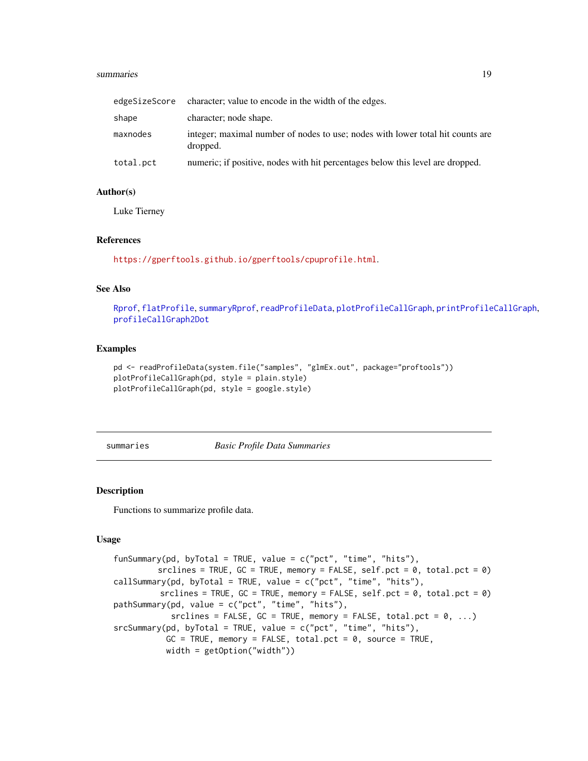| | |
|---|---|
| edgeSizeScore | character; value to encode in the width of the edges. |
| shape | character; node shape. |
| maxnodes | integer; maximal number of nodes to use; nodes with lower total hit counts are dropped. |
| total.pct | numeric; if positive, nodes with hit percentages below this level are dropped. |

### Author(s)

Luke Tierney

### References

https://gperftools.github.io/gperftools/cpuprofile.html.

### See Also

Rprof, flatProfile, summaryRprof, readProfileData, plotProfileCallGraph, printProfileCallGraph, profileCallGraph2Dot

### Examples

```
pd <- readProfileData(system.file("samples", "glmEx.out", package="proftools"))
plotProfileCallGraph(pd, style = plain.style)
plotProfileCallGraph(pd, style = google.style)
```

---

## summaries — *Basic Profile Data Summaries*

### Description

Functions to summarize profile data.

### Usage

```
funSummary(pd, byTotal = TRUE, value = c("pct", "time", "hits"),
           srclines = TRUE, GC = TRUE, memory = FALSE, self.pct = 0, total.pct = 0)
callSummary(pd, byTotal = TRUE, value = c("pct", "time", "hits"),
            srclines = TRUE, GC = TRUE, memory = FALSE, self.pct = 0, total.pct = 0)
pathSummary(pd, value = c("pct", "time", "hits"),
            srclines = FALSE, GC = TRUE, memory = FALSE, total.pct = 0, ...)
srcSummary(pd, byTotal = TRUE, value = c("pct", "time", "hits"),
           GC = TRUE, memory = FALSE, total.pct = 0, source = TRUE,
           width = getOption("width"))
```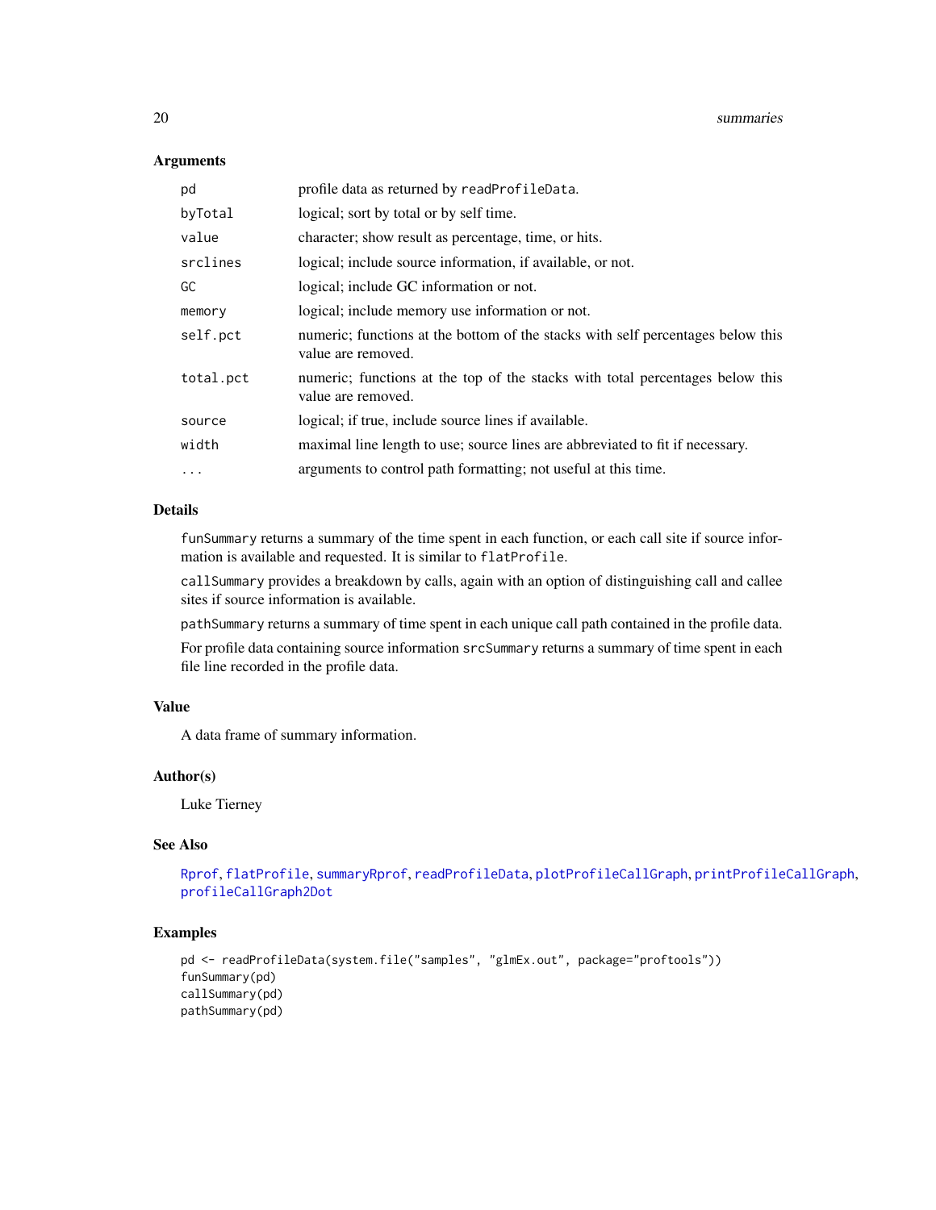## Arguments

| | |
|---|---|
| `pd` | profile data as returned by `readProfileData`. |
| `byTotal` | logical; sort by total or by self time. |
| `value` | character; show result as percentage, time, or hits. |
| `srclines` | logical; include source information, if available, or not. |
| `GC` | logical; include GC information or not. |
| `memory` | logical; include memory use information or not. |
| `self.pct` | numeric; functions at the bottom of the stacks with self percentages below this value are removed. |
| `total.pct` | numeric; functions at the top of the stacks with total percentages below this value are removed. |
| `source` | logical; if true, include source lines if available. |
| `width` | maximal line length to use; source lines are abbreviated to fit if necessary. |
| `...` | arguments to control path formatting; not useful at this time. |

## Details

`funSummary` returns a summary of the time spent in each function, or each call site if source information is available and requested. It is similar to `flatProfile`.

`callSummary` provides a breakdown by calls, again with an option of distinguishing call and callee sites if source information is available.

`pathSummary` returns a summary of time spent in each unique call path contained in the profile data.

For profile data containing source information `srcSummary` returns a summary of time spent in each file line recorded in the profile data.

## Value

A data frame of summary information.

## Author(s)

Luke Tierney

## See Also

`Rprof`, `flatProfile`, `summaryRprof`, `readProfileData`, `plotProfileCallGraph`, `printProfileCallGraph`, `profileCallGraph2Dot`

## Examples

```
pd <- readProfileData(system.file("samples", "glmEx.out", package="proftools"))
funSummary(pd)
callSummary(pd)
pathSummary(pd)
```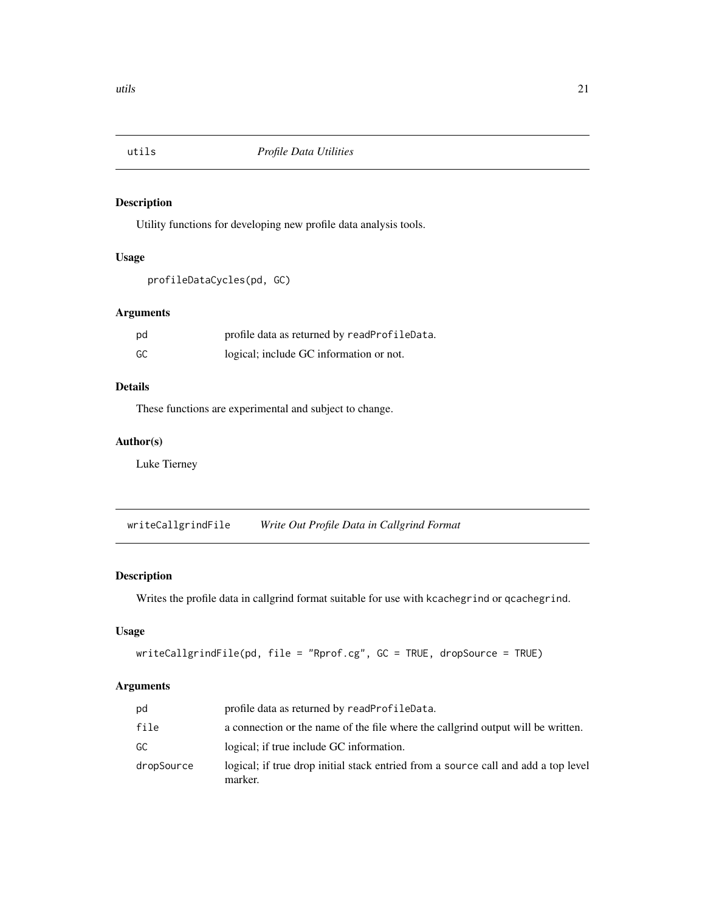## utils *Profile Data Utilities*

### Description

Utility functions for developing new profile data analysis tools.

### Usage

```
profileDataCycles(pd, GC)
```

### Arguments

| | |
|---|---|
| pd | profile data as returned by `readProfileData`. |
| GC | logical; include GC information or not. |

### Details

These functions are experimental and subject to change.

### Author(s)

Luke Tierney

## writeCallgrindFile *Write Out Profile Data in Callgrind Format*

### Description

Writes the profile data in callgrind format suitable for use with `kcachegrind` or `qcachegrind`.

### Usage

```
writeCallgrindFile(pd, file = "Rprof.cg", GC = TRUE, dropSource = TRUE)
```

### Arguments

| | |
|---|---|
| pd | profile data as returned by `readProfileData`. |
| file | a connection or the name of the file where the callgrind output will be written. |
| GC | logical; if true include GC information. |
| dropSource | logical; if true drop initial stack entried from a `source` call and add a top level marker. |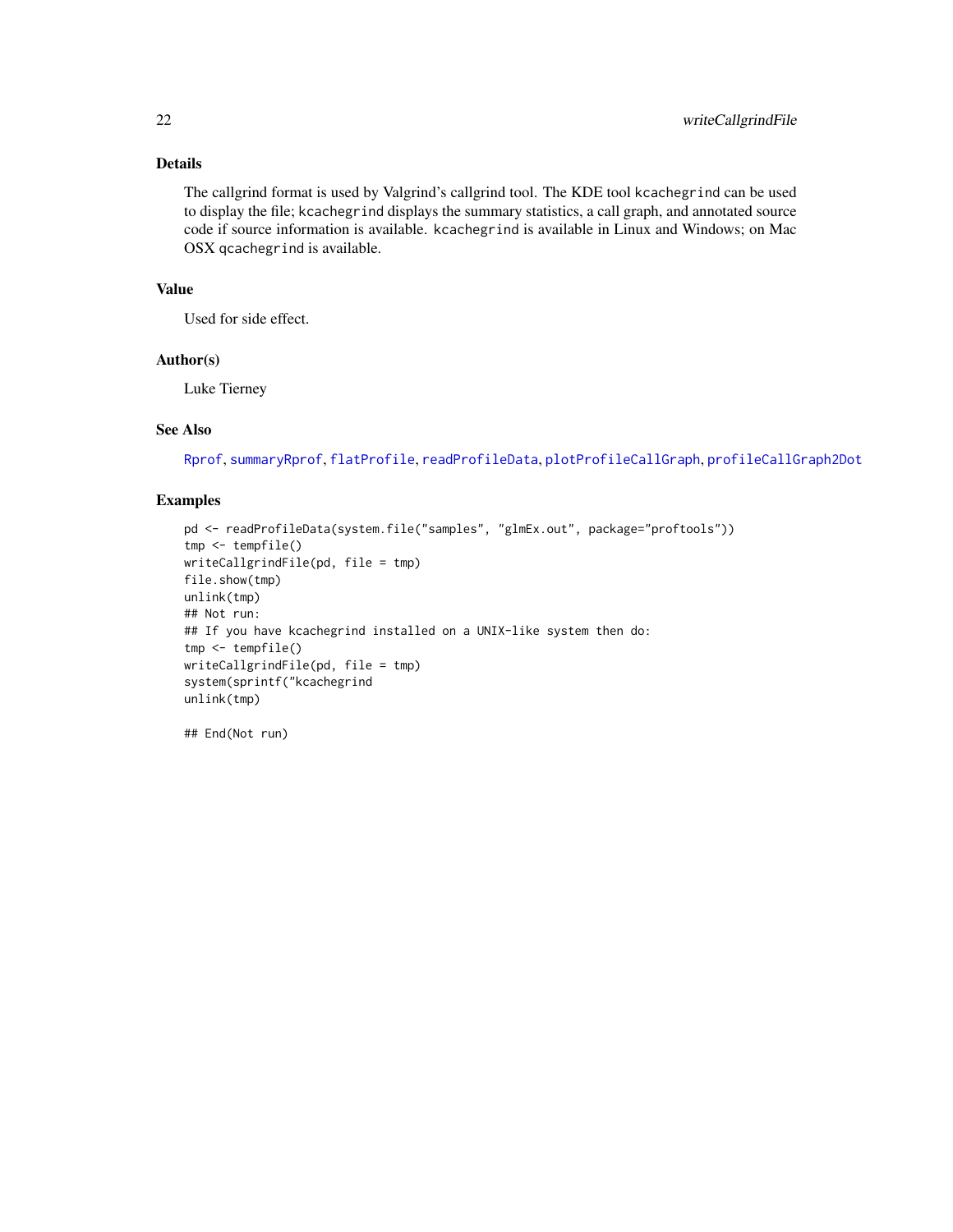### Details

The callgrind format is used by Valgrind's callgrind tool. The KDE tool `kcachegrind` can be used to display the file; `kcachegrind` displays the summary statistics, a call graph, and annotated source code if source information is available. `kcachegrind` is available in Linux and Windows; on Mac OSX `qcachegrind` is available.

### Value

Used for side effect.

### Author(s)

Luke Tierney

### See Also

`Rprof`, `summaryRprof`, `flatProfile`, `readProfileData`, `plotProfileCallGraph`, `profileCallGraph2Dot`

### Examples

```
pd <- readProfileData(system.file("samples", "glmEx.out", package="proftools"))
tmp <- tempfile()
writeCallgrindFile(pd, file = tmp)
file.show(tmp)
unlink(tmp)
## Not run:
## If you have kcachegrind installed on a UNIX-like system then do:
tmp <- tempfile()
writeCallgrindFile(pd, file = tmp)
system(sprintf("kcachegrind
unlink(tmp)

## End(Not run)
```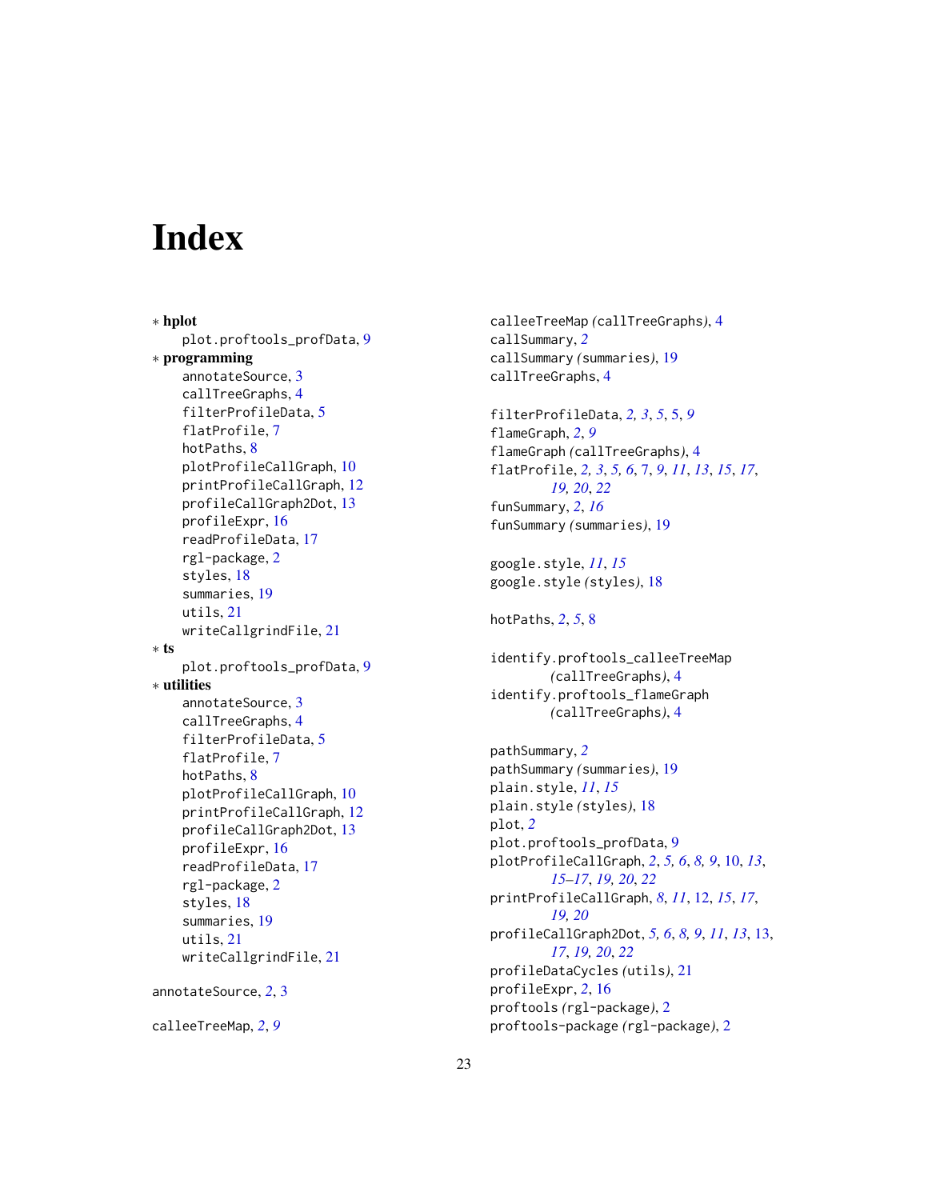# Index

∗ **hplot**
    plot.proftools_profData, 9

∗ **programming**
    annotateSource, 3
    callTreeGraphs, 4
    filterProfileData, 5
    flatProfile, 7
    hotPaths, 8
    plotProfileCallGraph, 10
    printProfileCallGraph, 12
    profileCallGraph2Dot, 13
    profileExpr, 16
    readProfileData, 17
    rgl-package, 2
    styles, 18
    summaries, 19
    utils, 21
    writeCallgrindFile, 21

∗ **ts**
    plot.proftools_profData, 9

∗ **utilities**
    annotateSource, 3
    callTreeGraphs, 4
    filterProfileData, 5
    flatProfile, 7
    hotPaths, 8
    plotProfileCallGraph, 10
    printProfileCallGraph, 12
    profileCallGraph2Dot, 13
    profileExpr, 16
    readProfileData, 17
    rgl-package, 2
    styles, 18
    summaries, 19
    utils, 21
    writeCallgrindFile, 21

annotateSource, *2*, 3

calleeTreeMap, *2*, *9*
calleeTreeMap *(*callTreeGraphs*)*, 4
callSummary, *2*
callSummary *(*summaries*)*, 19
callTreeGraphs, 4

filterProfileData, *2, 3*, *5*, 5, *9*
flameGraph, *2*, *9*
flameGraph *(*callTreeGraphs*)*, 4
flatProfile, *2, 3*, *5, 6*, 7, *9*, *11*, *13*, *15*, *17*, *19, 20*, *22*
funSummary, *2*, *16*
funSummary *(*summaries*)*, 19

google.style, *11*, *15*
google.style *(*styles*)*, 18

hotPaths, *2*, *5*, 8

identify.proftools_calleeTreeMap *(*callTreeGraphs*)*, 4
identify.proftools_flameGraph *(*callTreeGraphs*)*, 4

pathSummary, *2*
pathSummary *(*summaries*)*, 19
plain.style, *11*, *15*
plain.style *(*styles*)*, 18
plot, *2*
plot.proftools_profData, 9
plotProfileCallGraph, *2*, *5, 6*, *8, 9*, 10, *13*, *15–17*, *19, 20*, *22*
printProfileCallGraph, *8*, *11*, 12, *15*, *17*, *19, 20*
profileCallGraph2Dot, *5, 6*, *8, 9*, *11*, *13*, 13, *17*, *19, 20*, *22*
profileDataCycles *(*utils*)*, 21
profileExpr, *2*, 16
proftools *(*rgl-package*)*, 2
proftools-package *(*rgl-package*)*, 2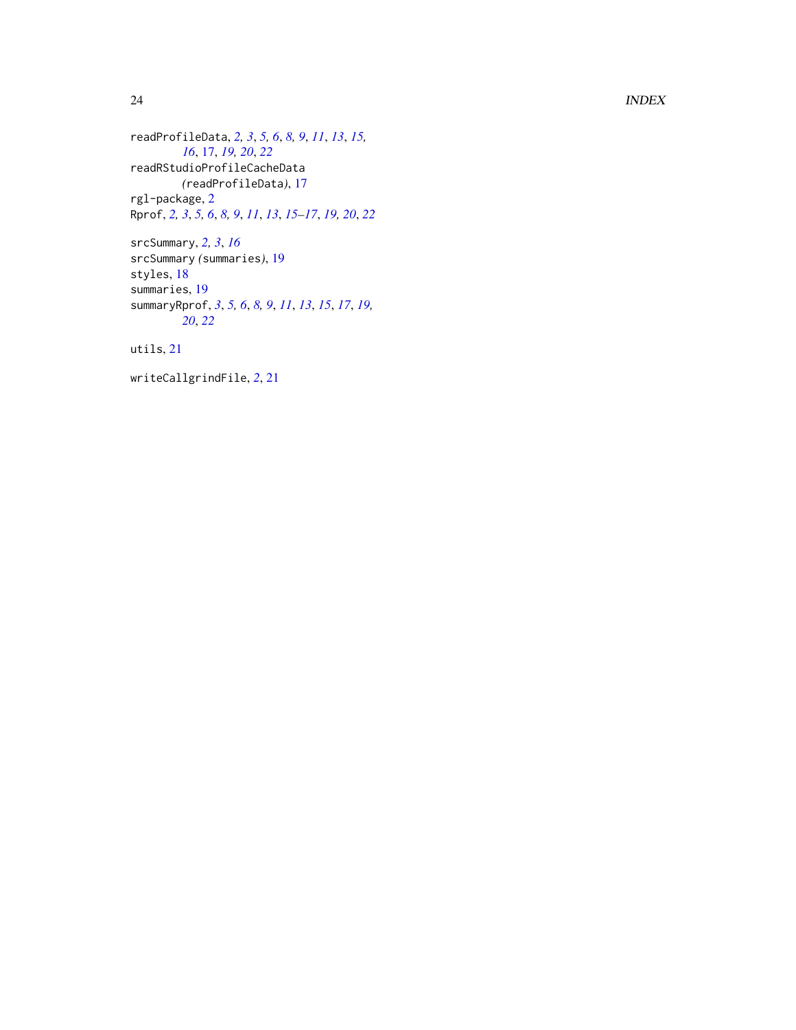readProfileData, *2, 3*, *5, 6*, *8, 9*, *11*, *13*, *15, 16*, 17, *19, 20*, *22*
readRStudioProfileCacheData (readProfileData), 17
rgl-package, 2
Rprof, *2, 3*, *5, 6*, *8, 9*, *11*, *13*, *15–17*, *19, 20*, *22*

srcSummary, *2, 3*, *16*
srcSummary (summaries), 19
styles, 18
summaries, 19
summaryRprof, *3*, *5, 6*, *8, 9*, *11*, *13*, *15*, *17*, *19, 20*, *22*

utils, 21

writeCallgrindFile, *2*, 21